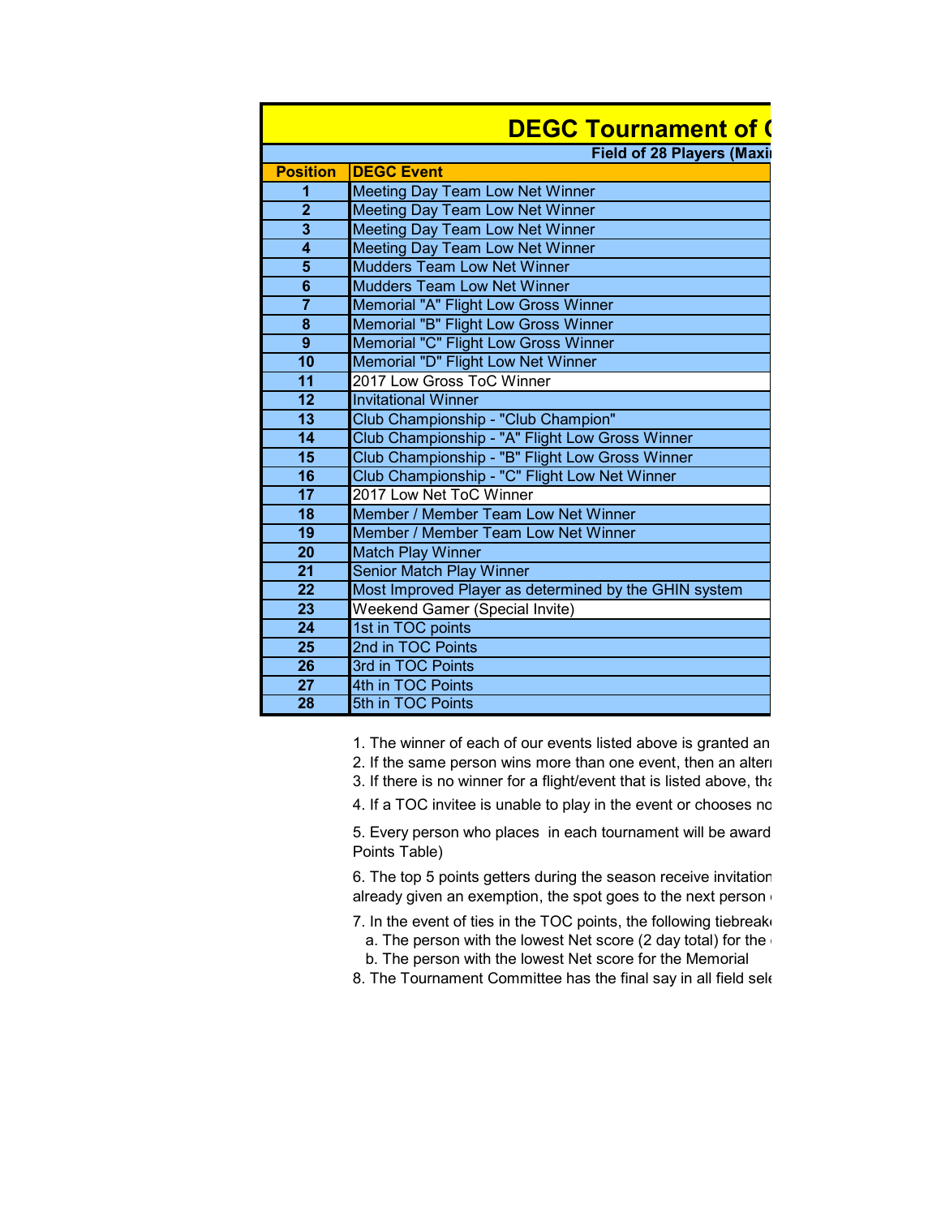# DEGC Tournament of (

**Field of 28 Players (Maxi**

| Position | DEGC Event |
|---|---|
| 1 | Meeting Day Team Low Net Winner |
| 2 | Meeting Day Team Low Net Winner |
| 3 | Meeting Day Team Low Net Winner |
| 4 | Meeting Day Team Low Net Winner |
| 5 | Mudders Team Low Net Winner |
| 6 | Mudders Team Low Net Winner |
| 7 | Memorial "A" Flight Low Gross Winner |
| 8 | Memorial "B" Flight Low Gross Winner |
| 9 | Memorial "C" Flight Low Gross Winner |
| 10 | Memorial "D" Flight Low Net Winner |
| 11 | 2017 Low Gross ToC Winner |
| 12 | Invitational Winner |
| 13 | Club Championship - "Club Champion" |
| 14 | Club Championship - "A" Flight Low Gross Winner |
| 15 | Club Championship - "B" Flight Low Gross Winner |
| 16 | Club Championship - "C" Flight Low Net Winner |
| 17 | 2017 Low Net ToC Winner |
| 18 | Member / Member Team Low Net Winner |
| 19 | Member / Member Team Low Net Winner |
| 20 | Match Play Winner |
| 21 | Senior Match Play Winner |
| 22 | Most Improved Player as determined by the GHIN system |
| 23 | Weekend Gamer (Special Invite) |
| 24 | 1st in TOC points |
| 25 | 2nd in TOC Points |
| 26 | 3rd in TOC Points |
| 27 | 4th in TOC Points |
| 28 | 5th in TOC Points |

1. The winner of each of our events listed above is granted an
2. If the same person wins more than one event, then an alterr
3. If there is no winner for a flight/event that is listed above, tha
4. If a TOC invitee is unable to play in the event or chooses no
5. Every person who places in each tournament will be award Points Table)
6. The top 5 points getters during the season receive invitation already given an exemption, the spot goes to the next person
7. In the event of ties in the TOC points, the following tiebreak
   a. The person with the lowest Net score (2 day total) for the
   b. The person with the lowest Net score for the Memorial
8. The Tournament Committee has the final say in all field sele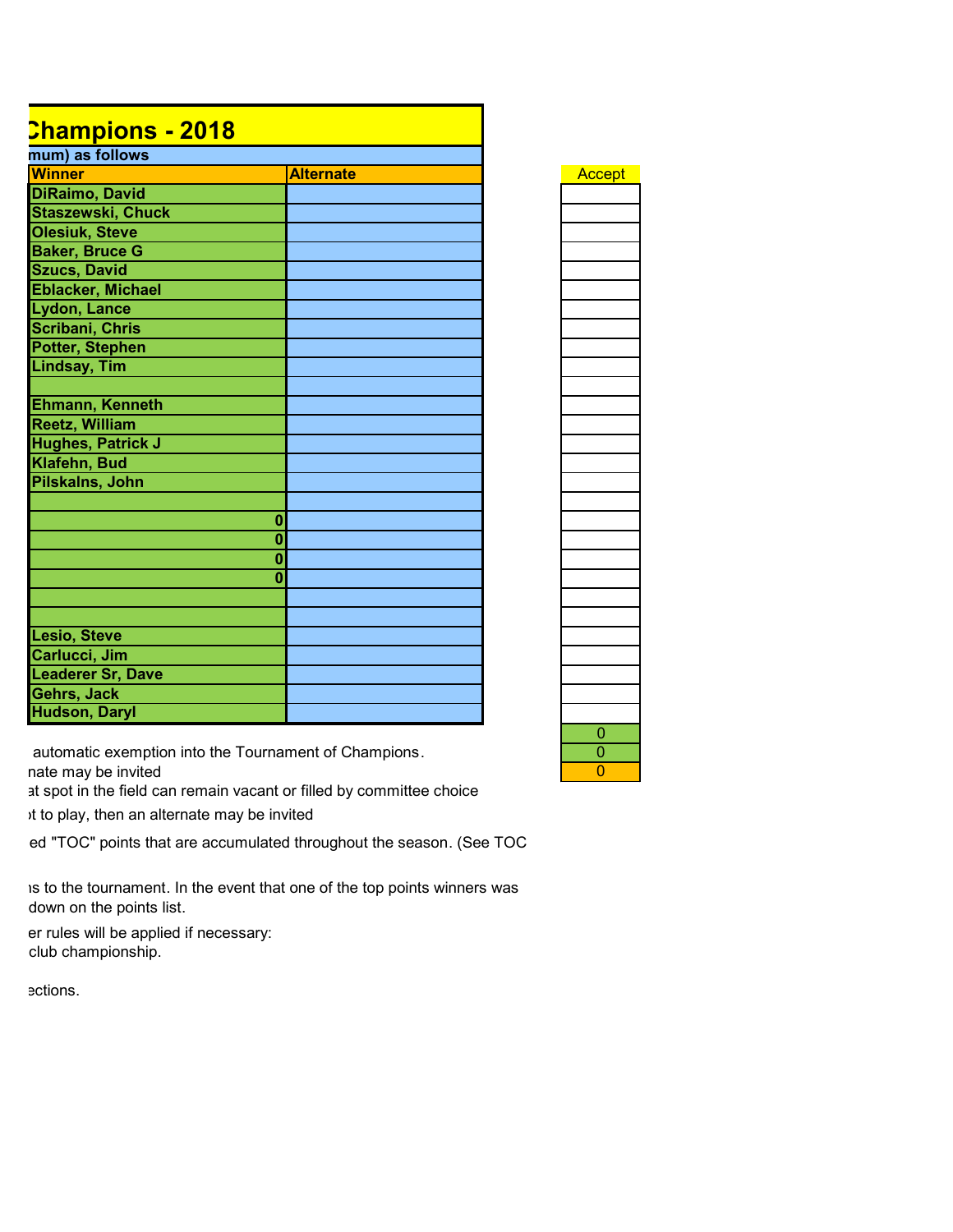# Champions - 2018

mum) as follows

| Winner | Alternate | Accept |
|---|---|---|
| DiRaimo, David | | |
| Staszewski, Chuck | | |
| Olesiuk, Steve | | |
| Baker, Bruce G | | |
| Szucs, David | | |
| Eblacker, Michael | | |
| Lydon, Lance | | |
| Scribani, Chris | | |
| Potter, Stephen | | |
| Lindsay, Tim | | |
| | | |
| Ehmann, Kenneth | | |
| Reetz, William | | |
| Hughes, Patrick J | | |
| Klafehn, Bud | | |
| Pilskalns, John | | |
| | | |
| 0 | | |
| 0 | | |
| 0 | | |
| 0 | | |
| | | |
| | | |
| Lesio, Steve | | |
| Carlucci, Jim | | |
| Leaderer Sr, Dave | | |
| Gehrs, Jack | | |
| Hudson, Daryl | | |
| | | 0 |
| | | 0 |
| | | 0 |

automatic exemption into the Tournament of Champions.
nate may be invited
at spot in the field can remain vacant or filled by committee choice
ot to play, then an alternate may be invited

ed "TOC" points that are accumulated throughout the season. (See TOC

is to the tournament. In the event that one of the top points winners was
down on the points list.

er rules will be applied if necessary:
club championship.

ections.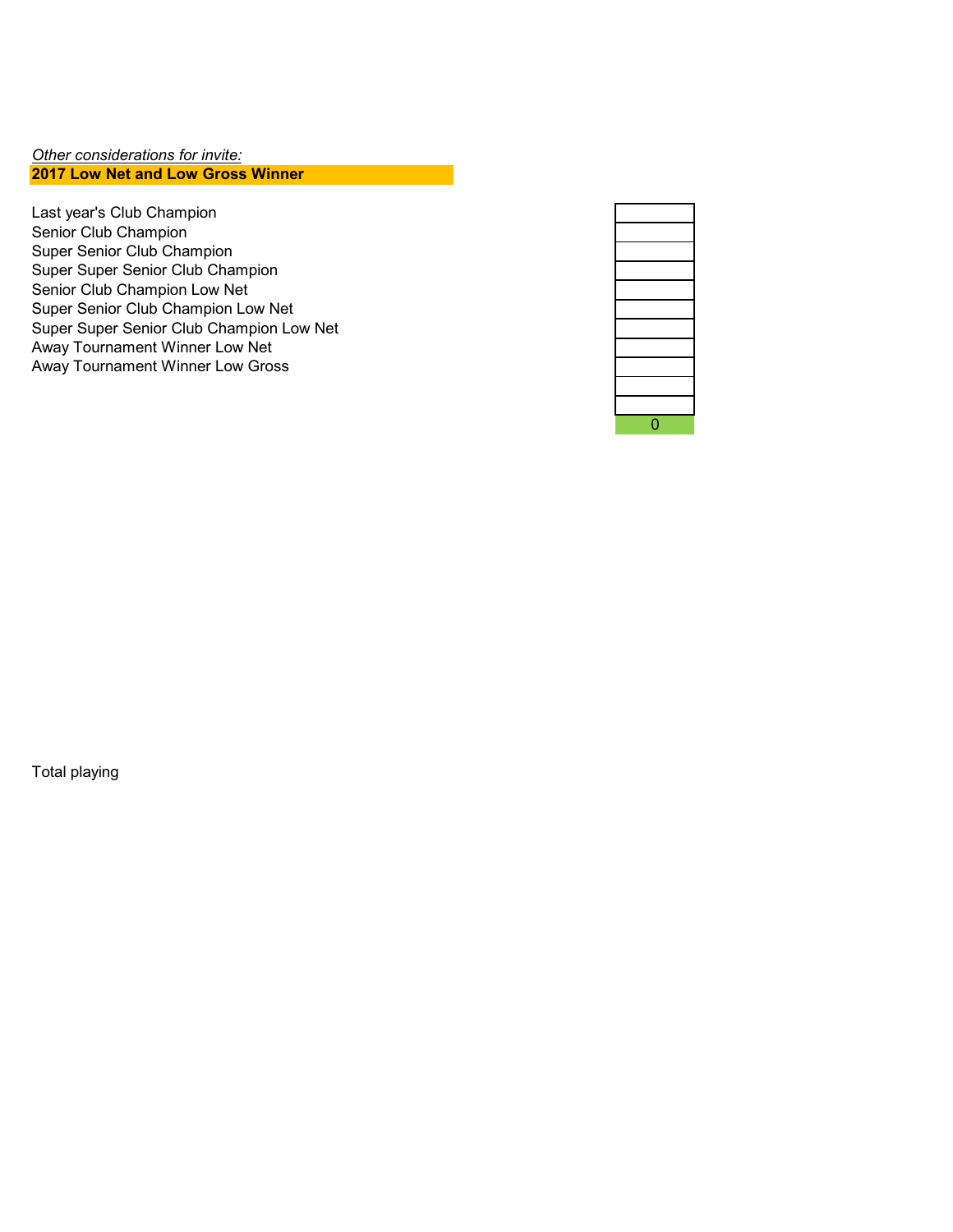*Other considerations for invite:*

**2017 Low Net and Low Gross Winner**

| | |
|---|---|
| Last year's Club Champion | |
| Senior Club Champion | |
| Super Senior Club Champion | |
| Super Super Senior Club Champion | |
| Senior Club Champion Low Net | |
| Super Senior Club Champion Low Net | |
| Super Super Senior Club Champion Low Net | |
| Away Tournament Winner Low Net | |
| Away Tournament Winner Low Gross | |
| | |
| | |
| | 0 |

Total playing